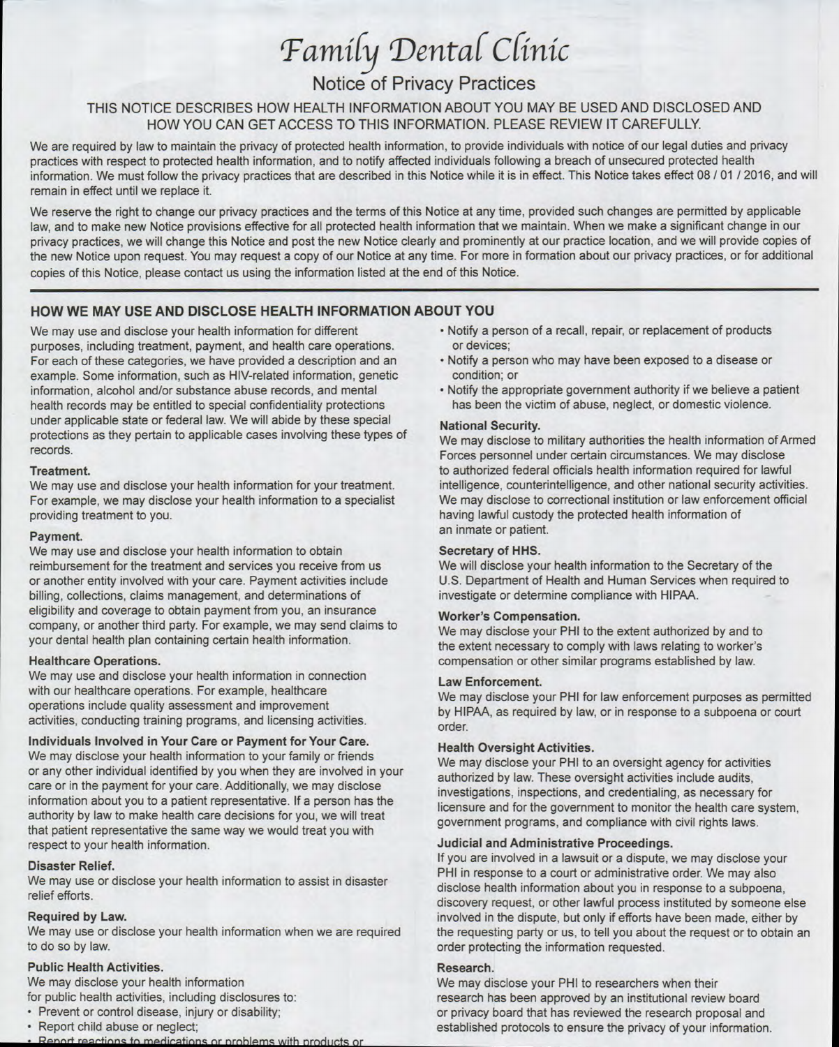# Family Dental Clinic

## Notice of Privacy Practices

THIS NOTICE DESCRIBES HOW HEALTH INFORMATION ABOUT YOU MAY BE USED AND DISCLOSED AND HOW YOU CAN GET ACCESS TO THIS INFORMATION. PLEASE REVIEW IT CAREFULLY.

We are required by law to maintain the privacy of protected health information, to provide individuals with notice of our legal duties and privacy practices with respect to protected health information, and to notify affected individuals following a breach of unsecured protected health information. We must follow the privacy practices that are described in this Notice while it is in effect. This Notice takes effect 08 / 01 / 2016, and will remain in effect until we replace it.

We reserve the right to change our privacy practices and the terms of this Notice at any time, provided such changes are permitted by applicable law, and to make new Notice provisions effective for all protected health information that we maintain. When we make a significant change in our privacy practices, we will change this Notice and post the new Notice clearly and prominently at our practice location, and we will provide copies of the new Notice upon request. You may request a copy of our Notice at any time. For more in formation about our privacy practices, or for additional copies of this Notice, please contact us using the information listed at the end of this Notice.

### HOW WE MAY USE AND DISCLOSE HEALTH INFORMATION ABOUT YOU

We may use and disclose your health information for different purposes, including treatment, payment, and health care operations. For each of these categories, we have provided a description and an example. Some information, such as HIV-related information, genetic information, alcohol and/or substance abuse records, and mental health records may be entitled to special confidentiality protections under applicable state or federal law. We will abide by these special protections as they pertain to applicable cases involving these types of records.

**Treatment.**
We may use and disclose your health information for your treatment. For example, we may disclose your health information to a specialist providing treatment to you.

**Payment.**
We may use and disclose your health information to obtain reimbursement for the treatment and services you receive from us or another entity involved with your care. Payment activities include billing, collections, claims management, and determinations of eligibility and coverage to obtain payment from you, an insurance company, or another third party. For example, we may send claims to your dental health plan containing certain health information.

**Healthcare Operations.**
We may use and disclose your health information in connection with our healthcare operations. For example, healthcare operations include quality assessment and improvement activities, conducting training programs, and licensing activities.

**Individuals Involved in Your Care or Payment for Your Care.**
We may disclose your health information to your family or friends or any other individual identified by you when they are involved in your care or in the payment for your care. Additionally, we may disclose information about you to a patient representative. If a person has the authority by law to make health care decisions for you, we will treat that patient representative the same way we would treat you with respect to your health information.

**Disaster Relief.**
We may use or disclose your health information to assist in disaster relief efforts.

**Required by Law.**
We may use or disclose your health information when we are required to do so by law.

**Public Health Activities.**
We may disclose your health information for public health activities, including disclosures to:

- Prevent or control disease, injury or disability;
- Report child abuse or neglect;
- Report reactions to medications or problems with products or devices;
- Notify a person of a recall, repair, or replacement of products or devices;
- Notify a person who may have been exposed to a disease or condition; or
- Notify the appropriate government authority if we believe a patient has been the victim of abuse, neglect, or domestic violence.

**National Security.**
We may disclose to military authorities the health information of Armed Forces personnel under certain circumstances. We may disclose to authorized federal officials health information required for lawful intelligence, counterintelligence, and other national security activities. We may disclose to correctional institution or law enforcement official having lawful custody the protected health information of an inmate or patient.

**Secretary of HHS.**
We will disclose your health information to the Secretary of the U.S. Department of Health and Human Services when required to investigate or determine compliance with HIPAA.

**Worker's Compensation.**
We may disclose your PHI to the extent authorized by and to the extent necessary to comply with laws relating to worker's compensation or other similar programs established by law.

**Law Enforcement.**
We may disclose your PHI for law enforcement purposes as permitted by HIPAA, as required by law, or in response to a subpoena or court order.

**Health Oversight Activities.**
We may disclose your PHI to an oversight agency for activities authorized by law. These oversight activities include audits, investigations, inspections, and credentialing, as necessary for licensure and for the government to monitor the health care system, government programs, and compliance with civil rights laws.

**Judicial and Administrative Proceedings.**
If you are involved in a lawsuit or a dispute, we may disclose your PHI in response to a court or administrative order. We may also disclose health information about you in response to a subpoena, discovery request, or other lawful process instituted by someone else involved in the dispute, but only if efforts have been made, either by the requesting party or us, to tell you about the request or to obtain an order protecting the information requested.

**Research.**
We may disclose your PHI to researchers when their research has been approved by an institutional review board or privacy board that has reviewed the research proposal and established protocols to ensure the privacy of your information.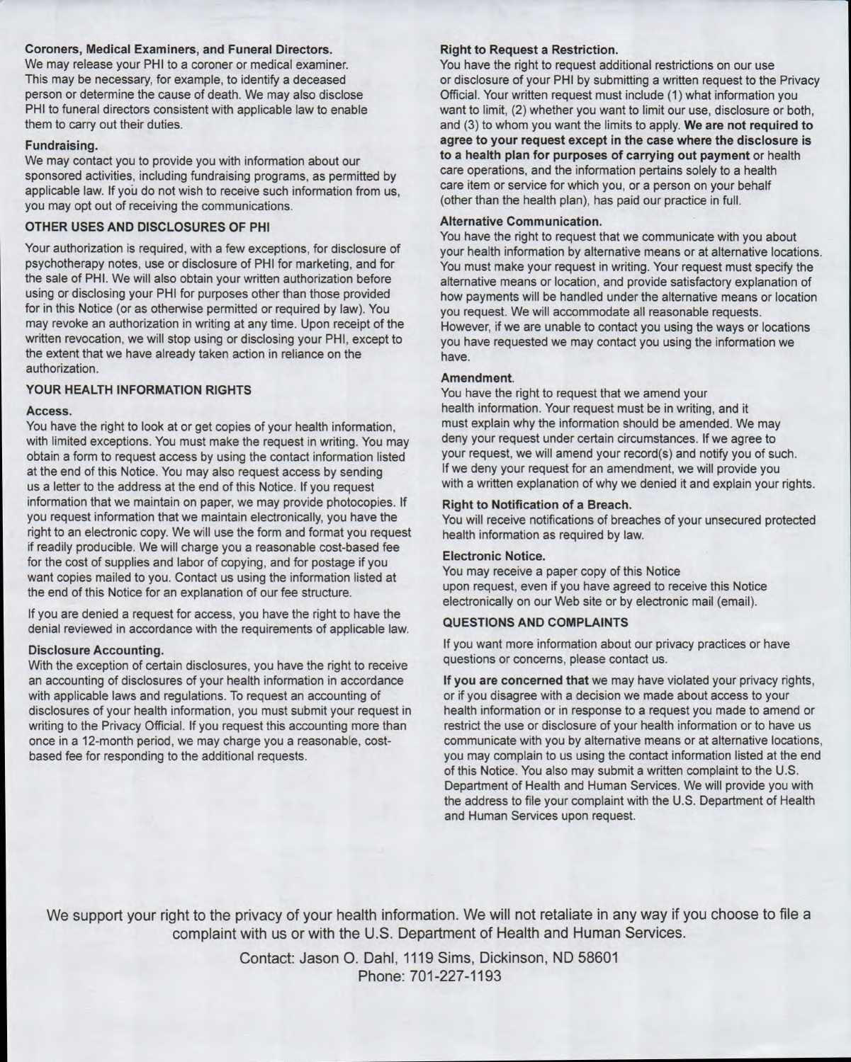**Coroners, Medical Examiners, and Funeral Directors.**
We may release your PHI to a coroner or medical examiner. This may be necessary, for example, to identify a deceased person or determine the cause of death. We may also disclose PHI to funeral directors consistent with applicable law to enable them to carry out their duties.

**Fundraising.**
We may contact you to provide you with information about our sponsored activities, including fundraising programs, as permitted by applicable law. If you do not wish to receive such information from us, you may opt out of receiving the communications.

## OTHER USES AND DISCLOSURES OF PHI

Your authorization is required, with a few exceptions, for disclosure of psychotherapy notes, use or disclosure of PHI for marketing, and for the sale of PHI. We will also obtain your written authorization before using or disclosing your PHI for purposes other than those provided for in this Notice (or as otherwise permitted or required by law). You may revoke an authorization in writing at any time. Upon receipt of the written revocation, we will stop using or disclosing your PHI, except to the extent that we have already taken action in reliance on the authorization.

## YOUR HEALTH INFORMATION RIGHTS

**Access.**
You have the right to look at or get copies of your health information, with limited exceptions. You must make the request in writing. You may obtain a form to request access by using the contact information listed at the end of this Notice. You may also request access by sending us a letter to the address at the end of this Notice. If you request information that we maintain on paper, we may provide photocopies. If you request information that we maintain electronically, you have the right to an electronic copy. We will use the form and format you request if readily producible. We will charge you a reasonable cost-based fee for the cost of supplies and labor of copying, and for postage if you want copies mailed to you. Contact us using the information listed at the end of this Notice for an explanation of our fee structure.

If you are denied a request for access, you have the right to have the denial reviewed in accordance with the requirements of applicable law.

**Disclosure Accounting.**
With the exception of certain disclosures, you have the right to receive an accounting of disclosures of your health information in accordance with applicable laws and regulations. To request an accounting of disclosures of your health information, you must submit your request in writing to the Privacy Official. If you request this accounting more than once in a 12-month period, we may charge you a reasonable, cost-based fee for responding to the additional requests.

**Right to Request a Restriction.**
You have the right to request additional restrictions on our use or disclosure of your PHI by submitting a written request to the Privacy Official. Your written request must include (1) what information you want to limit, (2) whether you want to limit our use, disclosure or both, and (3) to whom you want the limits to apply. **We are not required to agree to your request except in the case where the disclosure is to a health plan for purposes of carrying out payment** or health care operations, and the information pertains solely to a health care item or service for which you, or a person on your behalf (other than the health plan), has paid our practice in full.

**Alternative Communication.**
You have the right to request that we communicate with you about your health information by alternative means or at alternative locations. You must make your request in writing. Your request must specify the alternative means or location, and provide satisfactory explanation of how payments will be handled under the alternative means or location you request. We will accommodate all reasonable requests. However, if we are unable to contact you using the ways or locations you have requested we may contact you using the information we have.

**Amendment.**
You have the right to request that we amend your health information. Your request must be in writing, and it must explain why the information should be amended. We may deny your request under certain circumstances. If we agree to your request, we will amend your record(s) and notify you of such. If we deny your request for an amendment, we will provide you with a written explanation of why we denied it and explain your rights.

**Right to Notification of a Breach.**
You will receive notifications of breaches of your unsecured protected health information as required by law.

**Electronic Notice.**
You may receive a paper copy of this Notice upon request, even if you have agreed to receive this Notice electronically on our Web site or by electronic mail (email).

## QUESTIONS AND COMPLAINTS

If you want more information about our privacy practices or have questions or concerns, please contact us.

**If you are concerned that** we may have violated your privacy rights, or if you disagree with a decision we made about access to your health information or in response to a request you made to amend or restrict the use or disclosure of your health information or to have us communicate with you by alternative means or at alternative locations, you may complain to us using the contact information listed at the end of this Notice. You also may submit a written complaint to the U.S. Department of Health and Human Services. We will provide you with the address to file your complaint with the U.S. Department of Health and Human Services upon request.

We support your right to the privacy of your health information. We will not retaliate in any way if you choose to file a complaint with us or with the U.S. Department of Health and Human Services.

Contact: Jason O. Dahl, 1119 Sims, Dickinson, ND 58601
Phone: 701-227-1193